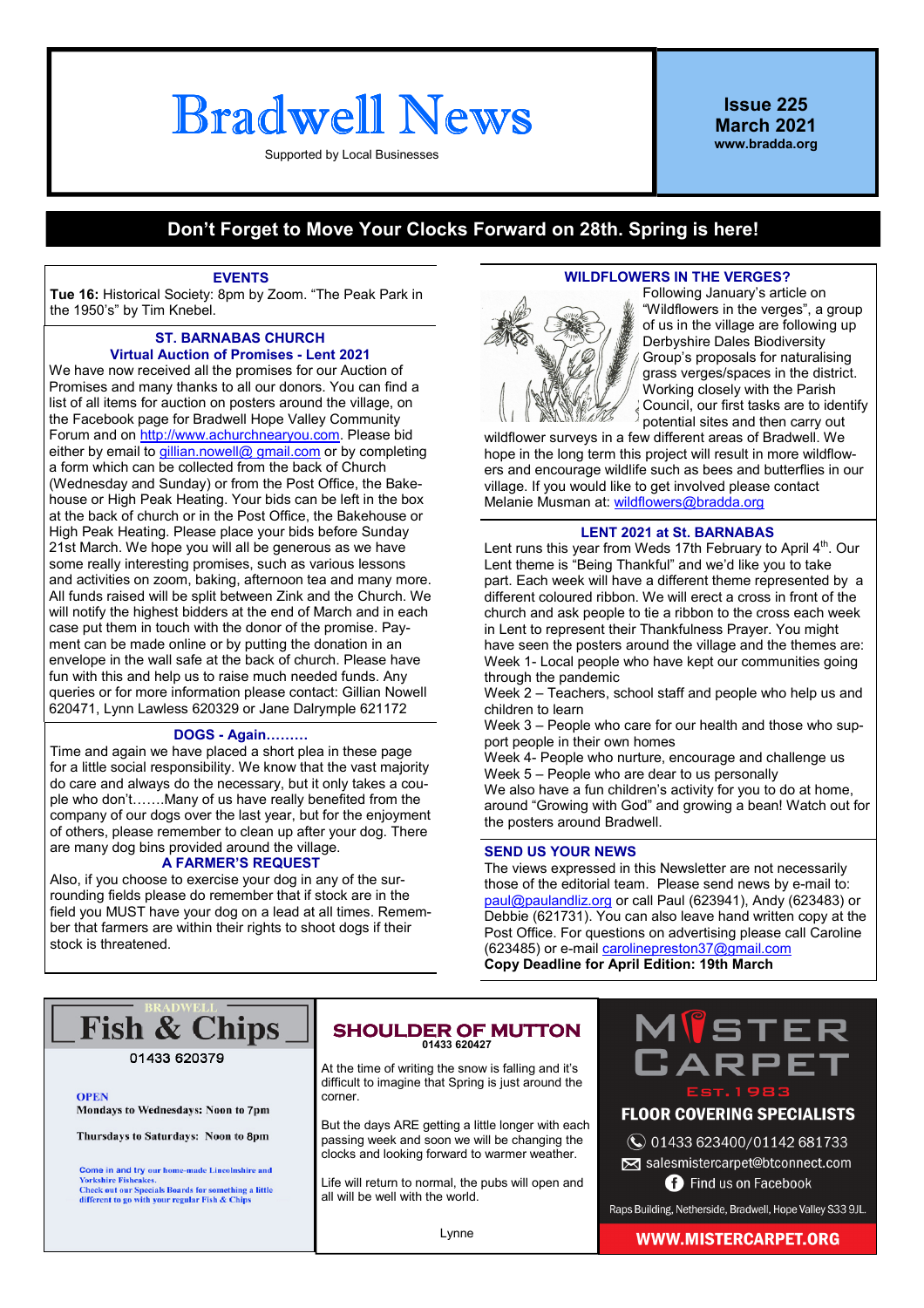# Bradwell News

Supported by Local Businesses

**Issue 225**
**March 2021**
**www.bradda.org**

## Don't Forget to Move Your Clocks Forward on 28th. Spring is here!

### EVENTS

**Tue 16:** Historical Society: 8pm by Zoom. "The Peak Park in the 1950's" by Tim Knebel.

### ST. BARNABAS CHURCH
### Virtual Auction of Promises - Lent 2021

We have now received all the promises for our Auction of Promises and many thanks to all our donors. You can find a list of all items for auction on posters around the village, on the Facebook page for Bradwell Hope Valley Community Forum and on http://www.achurchnearyou.com. Please bid either by email to gillian.nowell@ gmail.com or by completing a form which can be collected from the back of Church (Wednesday and Sunday) or from the Post Office, the Bakehouse or High Peak Heating. Your bids can be left in the box at the back of church or in the Post Office, the Bakehouse or High Peak Heating. Please place your bids before Sunday 21st March. We hope you will all be generous as we have some really interesting promises, such as various lessons and activities on zoom, baking, afternoon tea and many more. All funds raised will be split between Zink and the Church. We will notify the highest bidders at the end of March and in each case put them in touch with the donor of the promise. Payment can be made online or by putting the donation in an envelope in the wall safe at the back of church. Please have fun with this and help us to raise much needed funds. Any queries or for more information please contact: Gillian Nowell 620471, Lynn Lawless 620329 or Jane Dalrymple 621172

### DOGS - Again………

Time and again we have placed a short plea in these page for a little social responsibility. We know that the vast majority do care and always do the necessary, but it only takes a couple who don't…….Many of us have really benefited from the company of our dogs over the last year, but for the enjoyment of others, please remember to clean up after your dog. There are many dog bins provided around the village.

### A FARMER'S REQUEST

Also, if you choose to exercise your dog in any of the surrounding fields please do remember that if stock are in the field you MUST have your dog on a lead at all times. Remember that farmers are within their rights to shoot dogs if their stock is threatened.

### WILDFLOWERS IN THE VERGES?

Following January's article on "Wildflowers in the verges", a group of us in the village are following up Derbyshire Dales Biodiversity Group's proposals for naturalising grass verges/spaces in the district. Working closely with the Parish Council, our first tasks are to identify potential sites and then carry out wildflower surveys in a few different areas of Bradwell. We hope in the long term this project will result in more wildflowers and encourage wildlife such as bees and butterflies in our village. If you would like to get involved please contact Melanie Musman at: wildflowers@bradda.org

### LENT 2021 at St. BARNABAS

Lent runs this year from Weds 17th February to April 4th. Our Lent theme is "Being Thankful" and we'd like you to take part. Each week will have a different theme represented by a different coloured ribbon. We will erect a cross in front of the church and ask people to tie a ribbon to the cross each week in Lent to represent their Thankfulness Prayer. You might have seen the posters around the village and the themes are:

Week 1- Local people who have kept our communities going through the pandemic

Week 2 – Teachers, school staff and people who help us and children to learn

Week 3 – People who care for our health and those who support people in their own homes

Week 4- People who nurture, encourage and challenge us

Week 5 – People who are dear to us personally

We also have a fun children's activity for you to do at home, around "Growing with God" and growing a bean! Watch out for the posters around Bradwell.

### SEND US YOUR NEWS

The views expressed in this Newsletter are not necessarily those of the editorial team. Please send news by e-mail to: paul@paulandliz.org or call Paul (623941), Andy (623483) or Debbie (621731). You can also leave hand written copy at the Post Office. For questions on advertising please call Caroline (623485) or e-mail carolinepreston37@gmail.com

**Copy Deadline for April Edition: 19th March**

---

**BRADWELL Fish & Chips**

01433 620379

OPEN
Mondays to Wednesdays: Noon to 7pm

Thursdays to Saturdays: Noon to 8pm

Come in and try our home-made Lincolnshire and Yorkshire Fishcakes.
Check out our Specials Boards for something a little different to go with your regular Fish & Chips

---

**SHOULDER OF MUTTON**
01433 620427

At the time of writing the snow is falling and it's difficult to imagine that Spring is just around the corner.

But the days ARE getting a little longer with each passing week and soon we will be changing the clocks and looking forward to warmer weather.

Life will return to normal, the pubs will open and all will be well with the world.

Lynne

---

**MISTER CARPET**
Est.1983

**FLOOR COVERING SPECIALISTS**

01433 623400/01142 681733
salesmistercarpet@btconnect.com
Find us on Facebook

Raps Building, Netherside, Bradwell, Hope Valley S33 9JL.

**WWW.MISTERCARPET.ORG**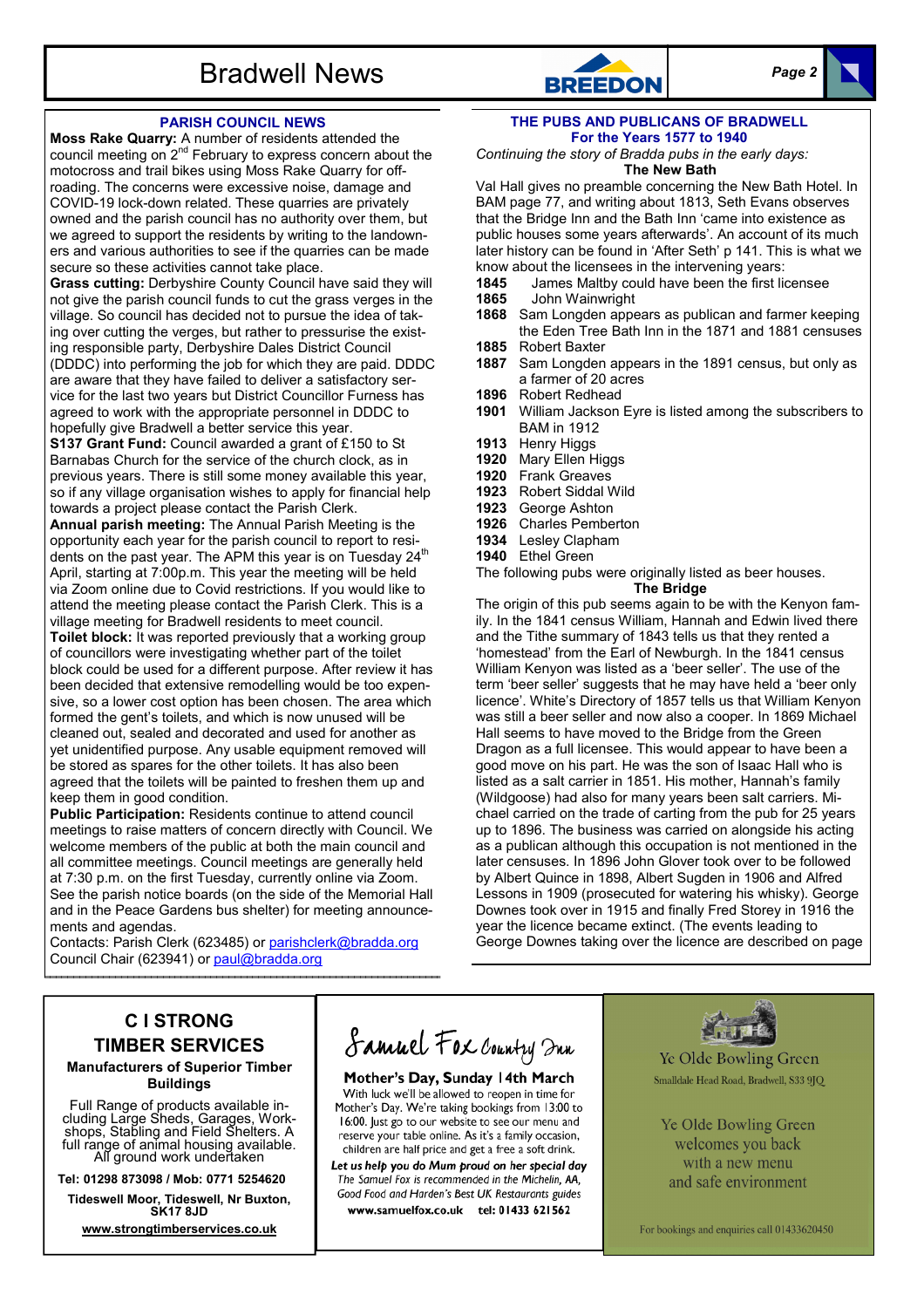## PARISH COUNCIL NEWS

**Moss Rake Quarry:** A number of residents attended the council meeting on 2nd February to express concern about the motocross and trail bikes using Moss Rake Quarry for off-roading. The concerns were excessive noise, damage and COVID-19 lock-down related. These quarries are privately owned and the parish council has no authority over them, but we agreed to support the residents by writing to the landowners and various authorities to see if the quarries can be made secure so these activities cannot take place.

**Grass cutting:** Derbyshire County Council have said they will not give the parish council funds to cut the grass verges in the village. So council has decided not to pursue the idea of taking over cutting the verges, but rather to pressurise the existing responsible party, Derbyshire Dales District Council (DDDC) into performing the job for which they are paid. DDDC are aware that they have failed to deliver a satisfactory service for the last two years but District Councillor Furness has agreed to work with the appropriate personnel in DDDC to hopefully give Bradwell a better service this year.

**S137 Grant Fund:** Council awarded a grant of £150 to St Barnabas Church for the service of the church clock, as in previous years. There is still some money available this year, so if any village organisation wishes to apply for financial help towards a project please contact the Parish Clerk.

**Annual parish meeting:** The Annual Parish Meeting is the opportunity each year for the parish council to report to residents on the past year. The APM this year is on Tuesday 24th April, starting at 7:00p.m. This year the meeting will be held via Zoom online due to Covid restrictions. If you would like to attend the meeting please contact the Parish Clerk. This is a village meeting for Bradwell residents to meet council.

**Toilet block:** It was reported previously that a working group of councillors were investigating whether part of the toilet block could be used for a different purpose. After review it has been decided that extensive remodelling would be too expensive, so a lower cost option has been chosen. The area which formed the gent's toilets, and which is now unused will be cleaned out, sealed and decorated and used for another as yet unidentified purpose. Any usable equipment removed will be stored as spares for the other toilets. It has also been agreed that the toilets will be painted to freshen them up and keep them in good condition.

**Public Participation:** Residents continue to attend council meetings to raise matters of concern directly with Council. We welcome members of the public at both the main council and all committee meetings. Council meetings are generally held at 7:30 p.m. on the first Tuesday, currently online via Zoom. See the parish notice boards (on the side of the Memorial Hall and in the Peace Gardens bus shelter) for meeting announcements and agendas.

Contacts: Parish Clerk (623485) or parishclerk@bradda.org
Council Chair (623941) or paul@bradda.org

## THE PUBS AND PUBLICANS OF BRADWELL
### For the Years 1577 to 1940

*Continuing the story of Bradda pubs in the early days:*

**The New Bath**

Val Hall gives no preamble concerning the New Bath Hotel. In BAM page 77, and writing about 1813, Seth Evans observes that the Bridge Inn and the Bath Inn 'came into existence as public houses some years afterwards'. An account of its much later history can be found in 'After Seth' p 141. This is what we know about the licensees in the intervening years:

- **1845** James Maltby could have been the first licensee
- **1865** John Wainwright
- **1868** Sam Longden appears as publican and farmer keeping the Eden Tree Bath Inn in the 1871 and 1881 censuses
- **1885** Robert Baxter
- **1887** Sam Longden appears in the 1891 census, but only as a farmer of 20 acres
- **1896** Robert Redhead
- **1901** William Jackson Eyre is listed among the subscribers to BAM in 1912
- **1913** Henry Higgs
- **1920** Mary Ellen Higgs
- **1920** Frank Greaves
- **1923** Robert Siddal Wild
- **1923** George Ashton
- **1926** Charles Pemberton
- **1934** Lesley Clapham
- **1940** Ethel Green

The following pubs were originally listed as beer houses.

**The Bridge**

The origin of this pub seems again to be with the Kenyon family. In the 1841 census William, Hannah and Edwin lived there and the Tithe summary of 1843 tells us that they rented a 'homestead' from the Earl of Newburgh. In the 1841 census William Kenyon was listed as a 'beer seller'. The use of the term 'beer seller' suggests that he may have held a 'beer only licence'. White's Directory of 1857 tells us that William Kenyon was still a beer seller and now also a cooper. In 1869 Michael Hall seems to have moved to the Bridge from the Green Dragon as a full licensee. This would appear to have been a good move on his part. He was the son of Isaac Hall who is listed as a salt carrier in 1851. His mother, Hannah's family (Wildgoose) had also for many years been salt carriers. Michael carried on the trade of carting from the pub for 25 years up to 1896. The business was carried on alongside his acting as a publican although this occupation is not mentioned in the later censuses. In 1896 John Glover took over to be followed by Albert Quince in 1898, Albert Sugden in 1906 and Alfred Lessons in 1909 (prosecuted for watering his whisky). George Downes took over in 1915 and finally Fred Storey in 1916 the year the licence became extinct. (The events leading to George Downes taking over the licence are described on page

---

### C I STRONG TIMBER SERVICES

**Manufacturers of Superior Timber Buildings**

Full Range of products available including Large Sheds, Garages, Workshops, Stabling and Field Shelters. A full range of animal housing available. All ground work undertaken

**Tel: 01298 873098 / Mob: 0771 5254620**

**Tideswell Moor, Tideswell, Nr Buxton, SK17 8JD**

**www.strongtimberservices.co.uk**

---

### Samuel Fox Country Inn

**Mother's Day, Sunday 14th March**

With luck we'll be allowed to reopen in time for Mother's Day. We're taking bookings from 13:00 to 16:00. Just go to our website to see our menu and reserve your table online. As it's a family occasion, children are half price and get a free a soft drink.

***Let us help you do Mum proud on her special day***

*The Samuel Fox is recommended in the Michelin, AA, Good Food and Harden's Best UK Restaurants guides*

**www.samuelfox.co.uk tel: 01433 621562**

---

### Ye Olde Bowling Green

Smalldale Head Road, Bradwell, S33 9JQ

Ye Olde Bowling Green welcomes you back with a new menu and safe environment

For bookings and enquiries call 01433620450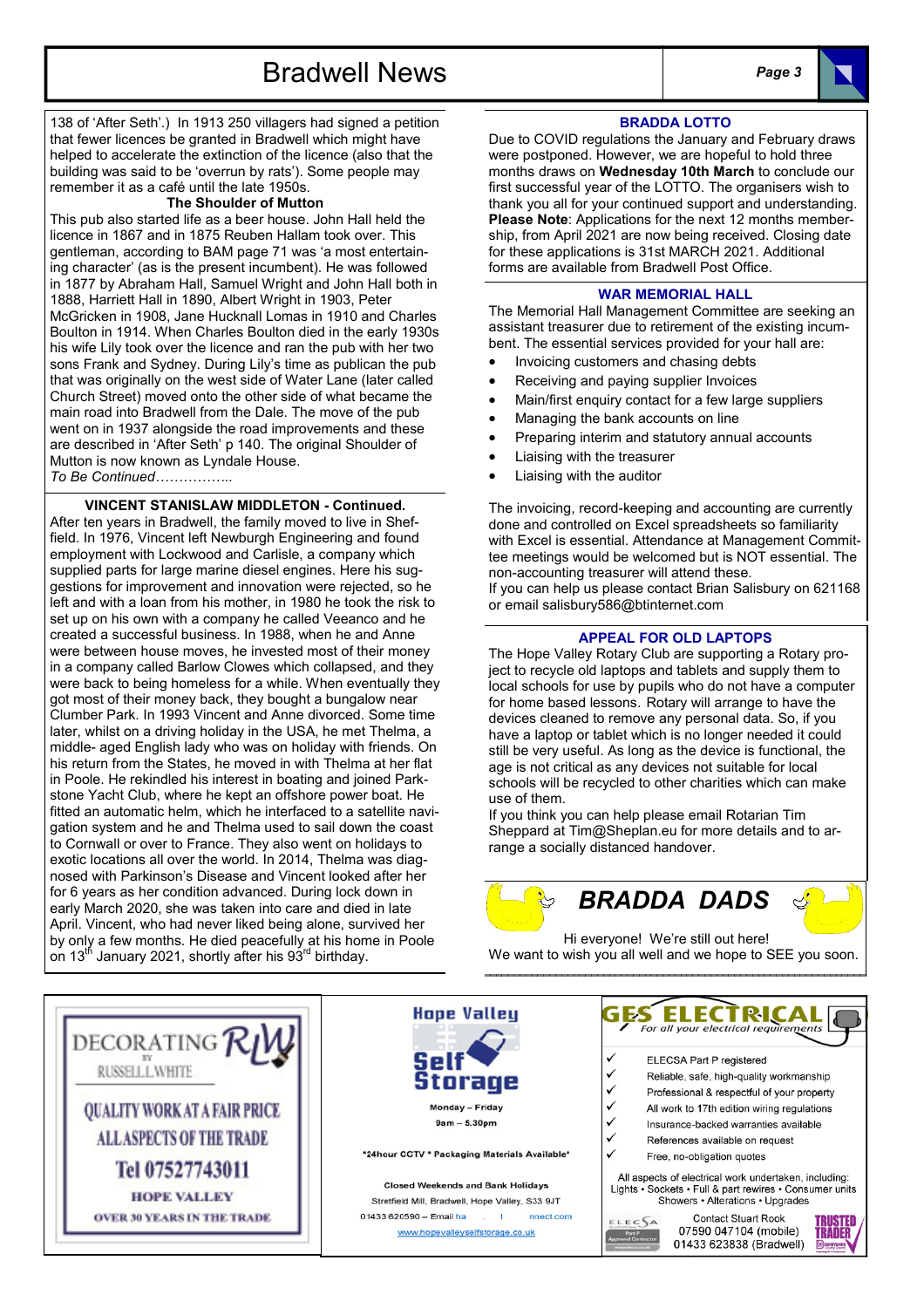138 of 'After Seth'.) In 1913 250 villagers had signed a petition that fewer licences be granted in Bradwell which might have helped to accelerate the extinction of the licence (also that the building was said to be 'overrun by rats'). Some people may remember it as a café until the late 1950s.

### The Shoulder of Mutton

This pub also started life as a beer house. John Hall held the licence in 1867 and in 1875 Reuben Hallam took over. This gentleman, according to BAM page 71 was 'a most entertaining character' (as is the present incumbent). He was followed in 1877 by Abraham Hall, Samuel Wright and John Hall both in 1888, Harriett Hall in 1890, Albert Wright in 1903, Peter McGricken in 1908, Jane Hucknall Lomas in 1910 and Charles Boulton in 1914. When Charles Boulton died in the early 1930s his wife Lily took over the licence and ran the pub with her two sons Frank and Sydney. During Lily's time as publican the pub that was originally on the west side of Water Lane (later called Church Street) moved onto the other side of what became the main road into Bradwell from the Dale. The move of the pub went on in 1937 alongside the road improvements and these are described in 'After Seth' p 140. The original Shoulder of Mutton is now known as Lyndale House.

*To Be Continued……………..*

### VINCENT STANISLAW MIDDLETON - Continued.

After ten years in Bradwell, the family moved to live in Sheffield. In 1976, Vincent left Newburgh Engineering and found employment with Lockwood and Carlisle, a company which supplied parts for large marine diesel engines. Here his suggestions for improvement and innovation were rejected, so he left and with a loan from his mother, in 1980 he took the risk to set up on his own with a company he called Veeanco and he created a successful business. In 1988, when he and Anne were between house moves, he invested most of their money in a company called Barlow Clowes which collapsed, and they were back to being homeless for a while. When eventually they got most of their money back, they bought a bungalow near Clumber Park. In 1993 Vincent and Anne divorced. Some time later, whilst on a driving holiday in the USA, he met Thelma, a middle- aged English lady who was on holiday with friends. On his return from the States, he moved in with Thelma at her flat in Poole. He rekindled his interest in boating and joined Parkstone Yacht Club, where he kept an offshore power boat. He fitted an automatic helm, which he interfaced to a satellite navigation system and he and Thelma used to sail down the coast to Cornwall or over to France. They also went on holidays to exotic locations all over the world. In 2014, Thelma was diagnosed with Parkinson's Disease and Vincent looked after her for 6 years as her condition advanced. During lock down in early March 2020, she was taken into care and died in late April. Vincent, who had never liked being alone, survived her by only a few months. He died peacefully at his home in Poole on 13th January 2021, shortly after his 93rd birthday.

### BRADDA LOTTO

Due to COVID regulations the January and February draws were postponed. However, we are hopeful to hold three months draws on **Wednesday 10th March** to conclude our first successful year of the LOTTO. The organisers wish to thank you all for your continued support and understanding. **Please Note**: Applications for the next 12 months membership, from April 2021 are now being received. Closing date for these applications is 31st MARCH 2021. Additional forms are available from Bradwell Post Office.

### WAR MEMORIAL HALL

The Memorial Hall Management Committee are seeking an assistant treasurer due to retirement of the existing incumbent. The essential services provided for your hall are:

- Invoicing customers and chasing debts
- Receiving and paying supplier Invoices
- Main/first enquiry contact for a few large suppliers
- Managing the bank accounts on line
- Preparing interim and statutory annual accounts
- Liaising with the treasurer
- Liaising with the auditor

The invoicing, record-keeping and accounting are currently done and controlled on Excel spreadsheets so familiarity with Excel is essential. Attendance at Management Committee meetings would be welcomed but is NOT essential. The non-accounting treasurer will attend these.

If you can help us please contact Brian Salisbury on 621168 or email salisbury586@btinternet.com

### APPEAL FOR OLD LAPTOPS

The Hope Valley Rotary Club are supporting a Rotary project to recycle old laptops and tablets and supply them to local schools for use by pupils who do not have a computer for home based lessons. Rotary will arrange to have the devices cleaned to remove any personal data. So, if you have a laptop or tablet which is no longer needed it could still be very useful. As long as the device is functional, the age is not critical as any devices not suitable for local schools will be recycled to other charities which can make use of them.

If you think you can help please email Rotarian Tim Sheppard at Tim@Sheplan.eu for more details and to arrange a socially distanced handover.

### *BRADDA DADS*

Hi everyone! We're still out here!
We want to wish you all well and we hope to SEE you soon.

---

**DECORATING BY RUSSELL L WHITE**
QUALITY WORK AT A FAIR PRICE
ALL ASPECTS OF THE TRADE
Tel 07527743011
HOPE VALLEY
OVER 30 YEARS IN THE TRADE

---

**Hope Valley Self Storage**
Monday – Friday
9am – 5.30pm
*24hour CCTV * Packaging Materials Available*
Closed Weekends and Bank Holidays
Stretfield Mill, Bradwell, Hope Valley, S33 9JT
01433 620590 – Email ha... nnect.com
www.hopevalleyselfstorage.co.uk

---

**GES ELECTRICAL**
*For all your electrical requirements*

- ✓ ELECSA Part P registered
- ✓ Reliable, safe, high-quality workmanship
- ✓ Professional & respectful of your property
- ✓ All work to 17th edition wiring regulations
- ✓ Insurance-backed warranties available
- ✓ References available on request
- ✓ Free, no-obligation quotes

All aspects of electrical work undertaken, including:
Lights • Sockets • Full & part rewires • Consumer units
Showers • Alterations • Upgrades

Contact Stuart Rook
07590 047104 (mobile)
01433 623838 (Bradwell)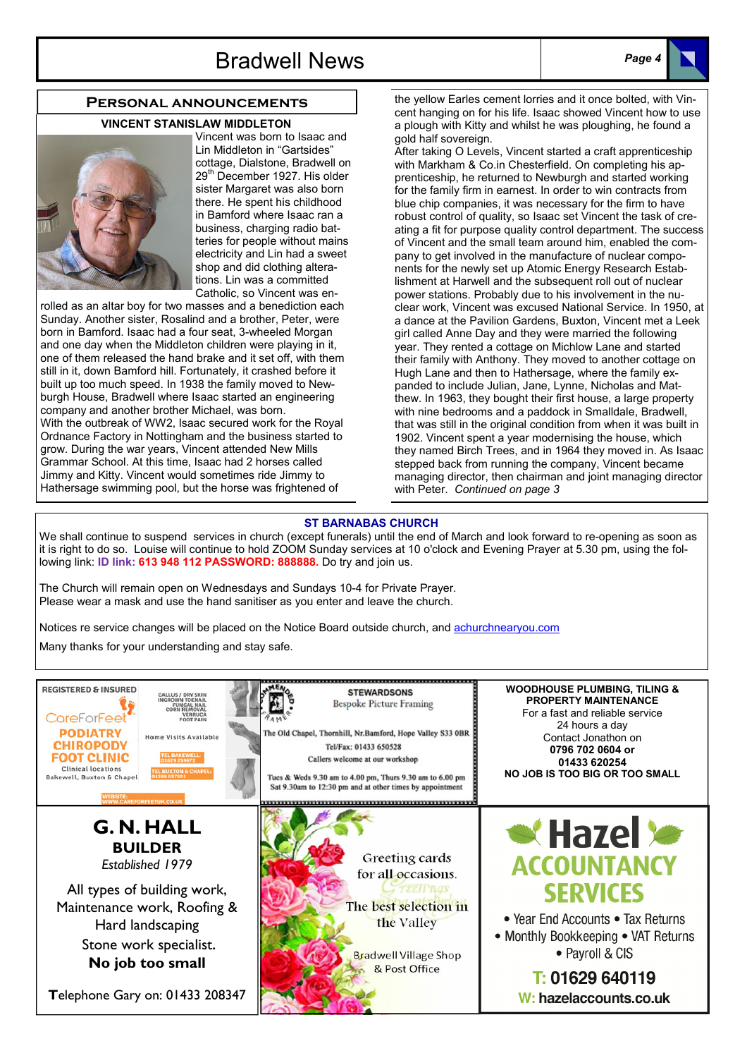## Personal Announcements

### VINCENT STANISLAW MIDDLETON

Vincent was born to Isaac and Lin Middleton in "Gartsides" cottage, Dialstone, Bradwell on 29th December 1927. His older sister Margaret was also born there. He spent his childhood in Bamford where Isaac ran a business, charging radio batteries for people without mains electricity and Lin had a sweet shop and did clothing alterations. Lin was a committed Catholic, so Vincent was enrolled as an altar boy for two masses and a benediction each Sunday. Another sister, Rosalind and a brother, Peter, were born in Bamford. Isaac had a four seat, 3-wheeled Morgan and one day when the Middleton children were playing in it, one of them released the hand brake and it set off, with them still in it, down Bamford hill. Fortunately, it crashed before it built up too much speed. In 1938 the family moved to Newburgh House, Bradwell where Isaac started an engineering company and another brother Michael, was born.

With the outbreak of WW2, Isaac secured work for the Royal Ordnance Factory in Nottingham and the business started to grow. During the war years, Vincent attended New Mills Grammar School. At this time, Isaac had 2 horses called Jimmy and Kitty. Vincent would sometimes ride Jimmy to Hathersage swimming pool, but the horse was frightened of the yellow Earles cement lorries and it once bolted, with Vincent hanging on for his life. Isaac showed Vincent how to use a plough with Kitty and whilst he was ploughing, he found a gold half sovereign.

After taking O Levels, Vincent started a craft apprenticeship with Markham & Co.in Chesterfield. On completing his apprenticeship, he returned to Newburgh and started working for the family firm in earnest. In order to win contracts from blue chip companies, it was necessary for the firm to have robust control of quality, so Isaac set Vincent the task of creating a fit for purpose quality control department. The success of Vincent and the small team around him, enabled the company to get involved in the manufacture of nuclear components for the newly set up Atomic Energy Research Establishment at Harwell and the subsequent roll out of nuclear power stations. Probably due to his involvement in the nuclear work, Vincent was excused National Service. In 1950, at a dance at the Pavilion Gardens, Buxton, Vincent met a Leek girl called Anne Day and they were married the following year. They rented a cottage on Michlow Lane and started their family with Anthony. They moved to another cottage on Hugh Lane and then to Hathersage, where the family expanded to include Julian, Jane, Lynne, Nicholas and Matthew. In 1963, they bought their first house, a large property with nine bedrooms and a paddock in Smalldale, Bradwell, that was still in the original condition from when it was built in 1902. Vincent spent a year modernising the house, which they named Birch Trees, and in 1964 they moved in. As Isaac stepped back from running the company, Vincent became managing director, then chairman and joint managing director with Peter. *Continued on page 3*

## ST BARNABAS CHURCH

We shall continue to suspend services in church (except funerals) until the end of March and look forward to re-opening as soon as it is right to do so. Louise will continue to hold ZOOM Sunday services at 10 o'clock and Evening Prayer at 5.30 pm, using the following link: **ID link: 613 948 112 PASSWORD: 888888.** Do try and join us.

The Church will remain open on Wednesdays and Sundays 10-4 for Private Prayer.
Please wear a mask and use the hand sanitiser as you enter and leave the church.

Notices re service changes will be placed on the Notice Board outside church, and achurchnearyou.com

Many thanks for your understanding and stay safe.

---

REGISTERED & INSURED
CareForFeet
PODIATRY CHIROPODY FOOT CLINIC
Clinical locations Bakewell, Buxton & Chapel
CALLUS / DRY SKIN, INGROWN TOENAIL, FUNGAL NAIL, CORN REMOVAL, VERRUCA, FOOT PAIN
Home Visits Available
TEL BAKEWELL: 01629 259672
TEL BUXTON & CHAPEL: 01298 937921
WEBSITE: WWW.CAREFORFEETUK.CO.UK

---

STEWARDSONS
Bespoke Picture Framing
The Old Chapel, Thornhill, Nr.Bamford, Hope Valley S33 0BR
Tel/Fax: 01433 650528
Callers welcome at our workshop
Tues & Weds 9.30 am to 4.00 pm, Thurs 9.30 am to 6.00 pm
Sat 9.30am to 12:30 pm and at other times by appointment

---

**WOODHOUSE PLUMBING, TILING & PROPERTY MAINTENANCE**
For a fast and reliable service
24 hours a day
Contact Jonathon on
**0796 702 0604 or**
**01433 620254**
**NO JOB IS TOO BIG OR TOO SMALL**

---

**G. N. HALL**
**BUILDER**
*Established 1979*
All types of building work, Maintenance work, Roofing & Hard landscaping
Stone work specialist.
**No job too small**
Telephone Gary on: 01433 208347

---

Greeting cards for all occasions.
The best selection in the Valley
Bradwell Village Shop & Post Office

---

**Hazel ACCOUNTANCY SERVICES**
• Year End Accounts • Tax Returns
• Monthly Bookkeeping • VAT Returns
• Payroll & CIS
**T: 01629 640119**
**W: hazelaccounts.co.uk**